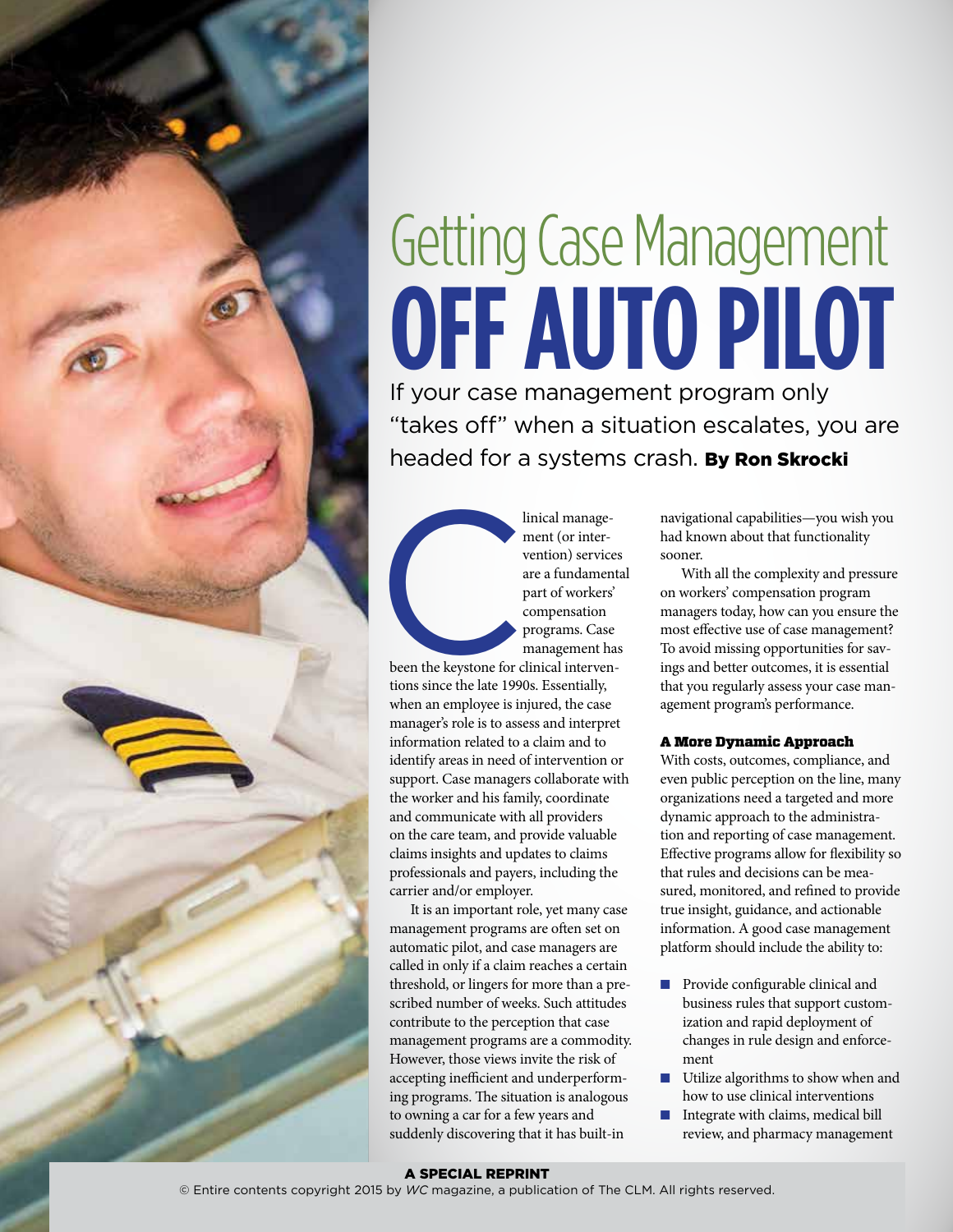# Getting Case Management OFF AUTO PILOT

If your case management program only "takes off" when a situation escalates, you are headed for a systems crash. **By Ron Skrocki**

Clinical management (or intervention) services are a fundamental part of workers' compensation programs. Case management has been the keystone for clinical interventions since the late 1990s. Essentially, when an employee is injured, the case manager's role is to assess and interpret information related to a claim and to identify areas in need of intervention or support. Case managers collaborate with the worker and his family, coordinate and communicate with all providers on the care team, and provide valuable claims insights and updates to claims professionals and payers, including the carrier and/or employer.

It is an important role, yet many case management programs are often set on automatic pilot, and case managers are called in only if a claim reaches a certain threshold, or lingers for more than a prescribed number of weeks. Such attitudes contribute to the perception that case management programs are a commodity. However, those views invite the risk of accepting inefficient and underperforming programs. The situation is analogous to owning a car for a few years and suddenly discovering that it has built-in navigational capabilities—you wish you had known about that functionality sooner.

With all the complexity and pressure on workers' compensation program managers today, how can you ensure the most effective use of case management? To avoid missing opportunities for savings and better outcomes, it is essential that you regularly assess your case management program's performance.

### A More Dynamic Approach

With costs, outcomes, compliance, and even public perception on the line, many organizations need a targeted and more dynamic approach to the administration and reporting of case management. Effective programs allow for flexibility so that rules and decisions can be measured, monitored, and refined to provide true insight, guidance, and actionable information. A good case management platform should include the ability to:

- Provide configurable clinical and business rules that support customization and rapid deployment of changes in rule design and enforcement
- Utilize algorithms to show when and how to use clinical interventions
- Integrate with claims, medical bill review, and pharmacy management

**A SPECIAL REPRINT**

© Entire contents copyright 2015 by *WC* magazine, a publication of The CLM. All rights reserved.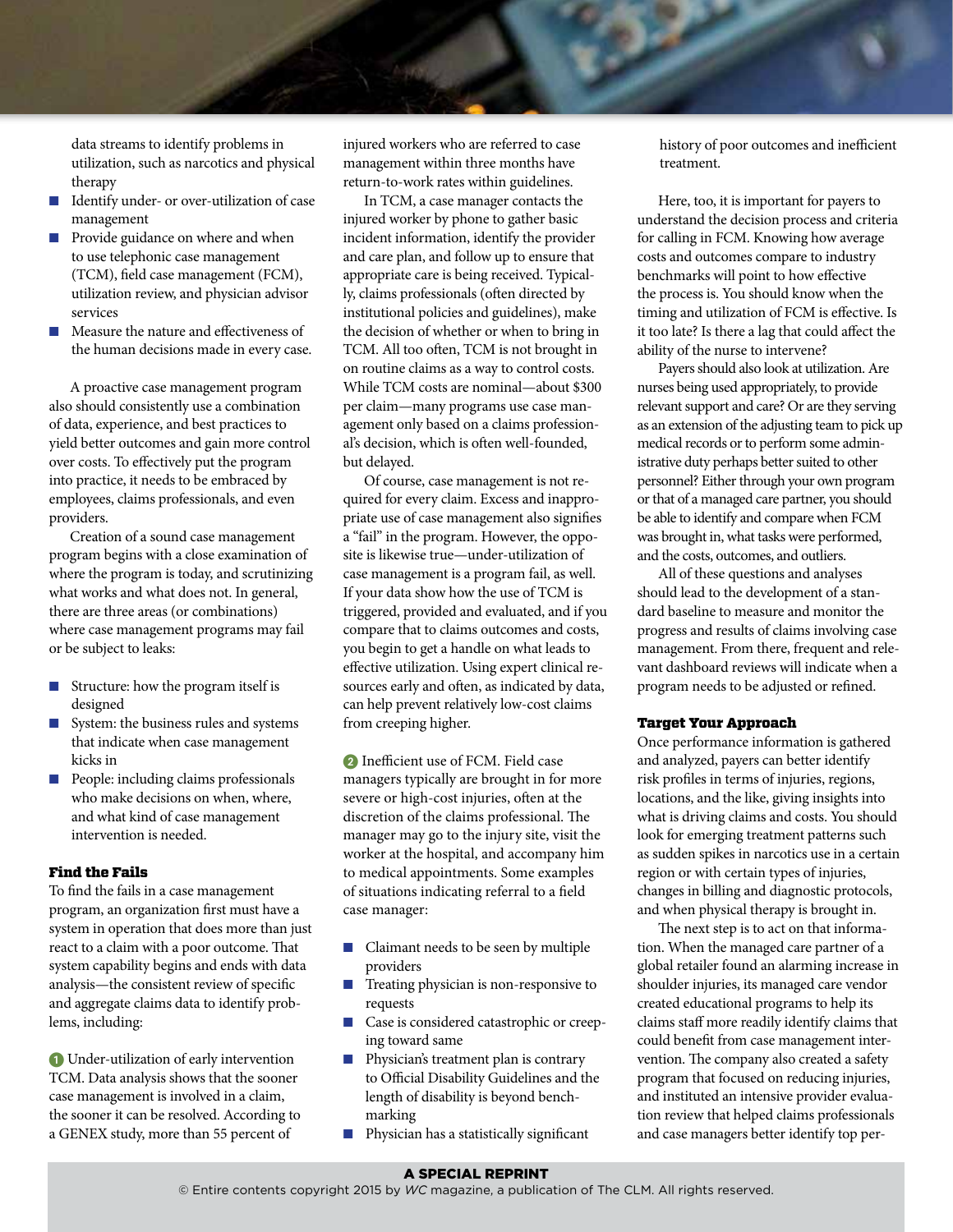data streams to identify problems in utilization, such as narcotics and physical therapy

- Identify under- or over-utilization of case management
- Provide guidance on where and when to use telephonic case management (TCM), field case management (FCM), utilization review, and physician advisor services
- Measure the nature and effectiveness of the human decisions made in every case.

A proactive case management program also should consistently use a combination of data, experience, and best practices to yield better outcomes and gain more control over costs. To effectively put the program into practice, it needs to be embraced by employees, claims professionals, and even providers.

Creation of a sound case management program begins with a close examination of where the program is today, and scrutinizing what works and what does not. In general, there are three areas (or combinations) where case management programs may fail or be subject to leaks:

- Structure: how the program itself is designed
- System: the business rules and systems that indicate when case management kicks in
- People: including claims professionals who make decisions on when, where, and what kind of case management intervention is needed.

### Find the Fails

To find the fails in a case management program, an organization first must have a system in operation that does more than just react to a claim with a poor outcome. That system capability begins and ends with data analysis—the consistent review of specific and aggregate claims data to identify problems, including:

1. Under-utilization of early intervention TCM. Data analysis shows that the sooner case management is involved in a claim, the sooner it can be resolved. According to a GENEX study, more than 55 percent of injured workers who are referred to case management within three months have return-to-work rates within guidelines.

In TCM, a case manager contacts the injured worker by phone to gather basic incident information, identify the provider and care plan, and follow up to ensure that appropriate care is being received. Typically, claims professionals (often directed by institutional policies and guidelines), make the decision of whether or when to bring in TCM. All too often, TCM is not brought in on routine claims as a way to control costs. While TCM costs are nominal—about $300 per claim—many programs use case management only based on a claims professional's decision, which is often well-founded, but delayed.

Of course, case management is not required for every claim. Excess and inappropriate use of case management also signifies a "fail" in the program. However, the opposite is likewise true—under-utilization of case management is a program fail, as well. If your data show how the use of TCM is triggered, provided and evaluated, and if you compare that to claims outcomes and costs, you begin to get a handle on what leads to effective utilization. Using expert clinical resources early and often, as indicated by data, can help prevent relatively low-cost claims from creeping higher.

2. Inefficient use of FCM. Field case managers typically are brought in for more severe or high-cost injuries, often at the discretion of the claims professional. The manager may go to the injury site, visit the worker at the hospital, and accompany him to medical appointments. Some examples of situations indicating referral to a field case manager:

- Claimant needs to be seen by multiple providers
- Treating physician is non-responsive to requests
- Case is considered catastrophic or creeping toward same
- Physician's treatment plan is contrary to Official Disability Guidelines and the length of disability is beyond benchmarking
- Physician has a statistically significant history of poor outcomes and inefficient treatment.

Here, too, it is important for payers to understand the decision process and criteria for calling in FCM. Knowing how average costs and outcomes compare to industry benchmarks will point to how effective the process is. You should know when the timing and utilization of FCM is effective. Is it too late? Is there a lag that could affect the ability of the nurse to intervene?

Payers should also look at utilization. Are nurses being used appropriately, to provide relevant support and care? Or are they serving as an extension of the adjusting team to pick up medical records or to perform some administrative duty perhaps better suited to other personnel? Either through your own program or that of a managed care partner, you should be able to identify and compare when FCM was brought in, what tasks were performed, and the costs, outcomes, and outliers.

All of these questions and analyses should lead to the development of a standard baseline to measure and monitor the progress and results of claims involving case management. From there, frequent and relevant dashboard reviews will indicate when a program needs to be adjusted or refined.

### Target Your Approach

Once performance information is gathered and analyzed, payers can better identify risk profiles in terms of injuries, regions, locations, and the like, giving insights into what is driving claims and costs. You should look for emerging treatment patterns such as sudden spikes in narcotics use in a certain region or with certain types of injuries, changes in billing and diagnostic protocols, and when physical therapy is brought in.

The next step is to act on that information. When the managed care partner of a global retailer found an alarming increase in shoulder injuries, its managed care vendor created educational programs to help its claims staff more readily identify claims that could benefit from case management intervention. The company also created a safety program that focused on reducing injuries, and instituted an intensive provider evaluation review that helped claims professionals and case managers better identify top per-

**A SPECIAL REPRINT**
© Entire contents copyright 2015 by *WC* magazine, a publication of The CLM. All rights reserved.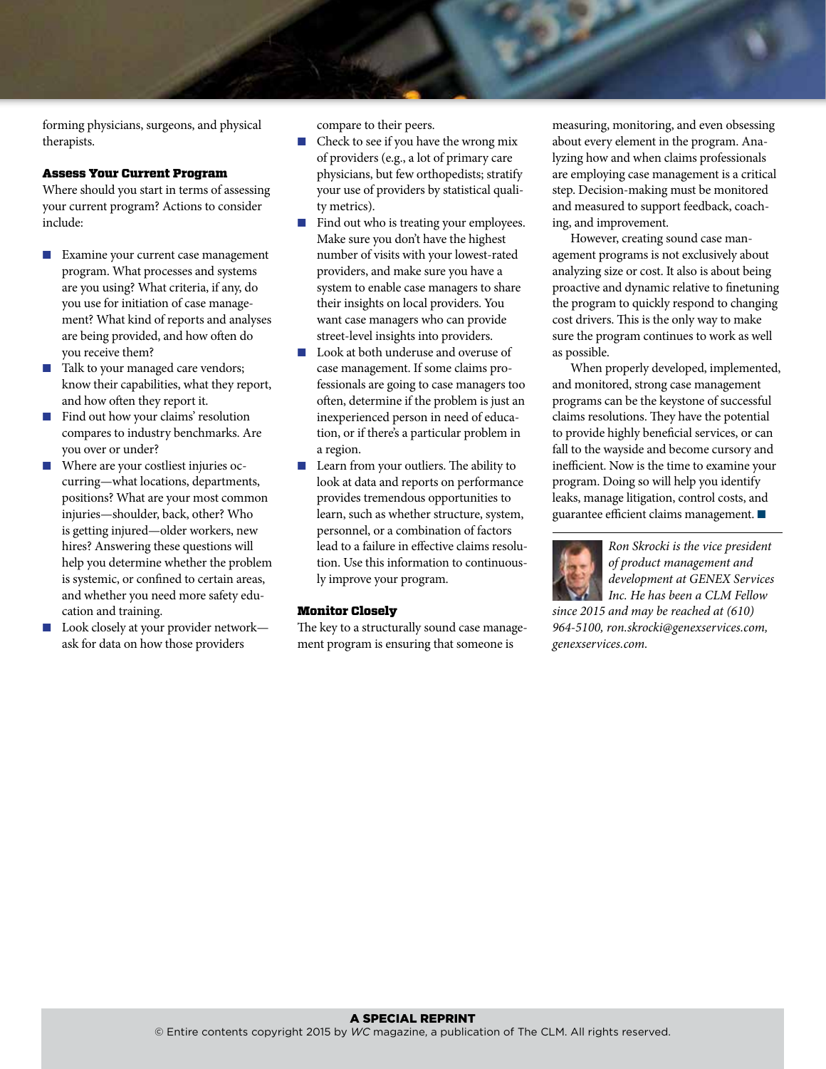forming physicians, surgeons, and physical therapists.

### Assess Your Current Program

Where should you start in terms of assessing your current program? Actions to consider include:

- Examine your current case management program. What processes and systems are you using? What criteria, if any, do you use for initiation of case management? What kind of reports and analyses are being provided, and how often do you receive them?
- Talk to your managed care vendors; know their capabilities, what they report, and how often they report it.
- Find out how your claims' resolution compares to industry benchmarks. Are you over or under?
- Where are your costliest injuries occurring—what locations, departments, positions? What are your most common injuries—shoulder, back, other? Who is getting injured—older workers, new hires? Answering these questions will help you determine whether the problem is systemic, or confined to certain areas, and whether you need more safety education and training.
- Look closely at your provider network—ask for data on how those providers compare to their peers.
- Check to see if you have the wrong mix of providers (e.g., a lot of primary care physicians, but few orthopedists; stratify your use of providers by statistical quality metrics).
- Find out who is treating your employees. Make sure you don't have the highest number of visits with your lowest-rated providers, and make sure you have a system to enable case managers to share their insights on local providers. You want case managers who can provide street-level insights into providers.
- Look at both underuse and overuse of case management. If some claims professionals are going to case managers too often, determine if the problem is just an inexperienced person in need of education, or if there's a particular problem in a region.
- Learn from your outliers. The ability to look at data and reports on performance provides tremendous opportunities to learn, such as whether structure, system, personnel, or a combination of factors lead to a failure in effective claims resolution. Use this information to continuously improve your program.

### Monitor Closely

The key to a structurally sound case management program is ensuring that someone is measuring, monitoring, and even obsessing about every element in the program. Analyzing how and when claims professionals are employing case management is a critical step. Decision-making must be monitored and measured to support feedback, coaching, and improvement.

However, creating sound case management programs is not exclusively about analyzing size or cost. It also is about being proactive and dynamic relative to finetuning the program to quickly respond to changing cost drivers. This is the only way to make sure the program continues to work as well as possible.

When properly developed, implemented, and monitored, strong case management programs can be the keystone of successful claims resolutions. They have the potential to provide highly beneficial services, or can fall to the wayside and become cursory and inefficient. Now is the time to examine your program. Doing so will help you identify leaks, manage litigation, control costs, and guarantee efficient claims management. ■

---

*Ron Skrocki is the vice president of product management and development at GENEX Services Inc. He has been a CLM Fellow since 2015 and may be reached at (610) 964-5100, ron.skrocki@genexservices.com, genexservices.com.*

**A SPECIAL REPRINT**
© Entire contents copyright 2015 by *WC* magazine, a publication of The CLM. All rights reserved.